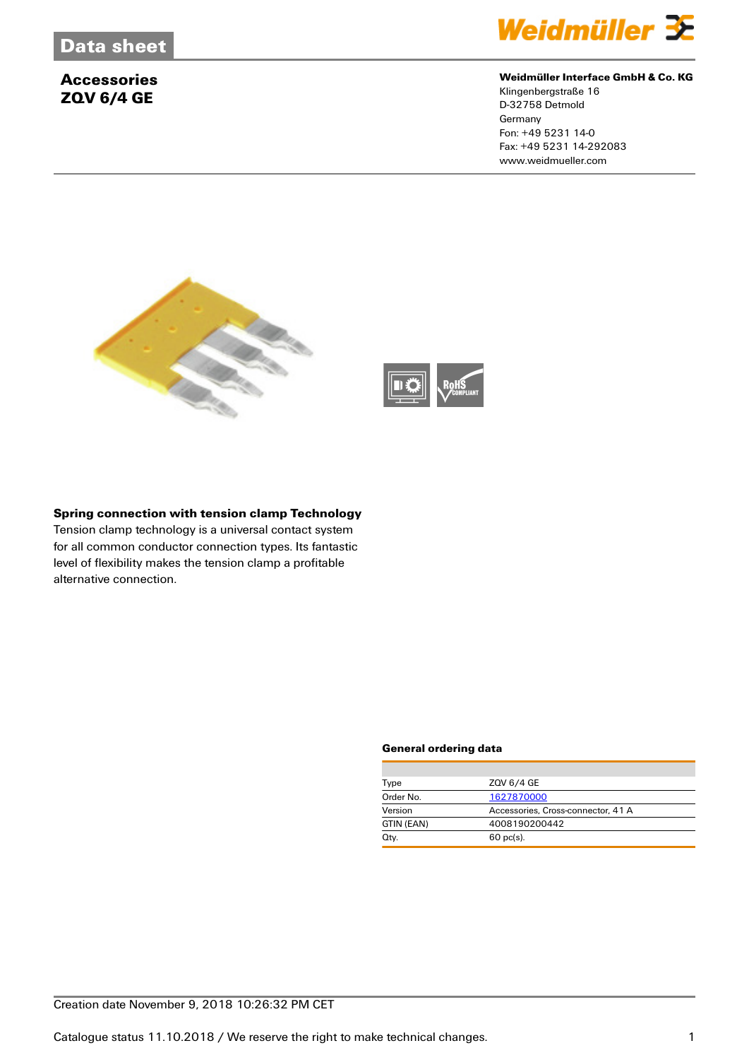# Data sheet

## Accessories ZQV 6/4 GE

**Weidmüller Interface GmbH & Co. KG**
Klingenbergstraße 16
D-32758 Detmold
Germany
Fon: +49 5231 14-0
Fax: +49 5231 14-292083
www.weidmueller.com

**Spring connection with tension clamp Technology**
Tension clamp technology is a universal contact system for all common conductor connection types. Its fantastic level of flexibility makes the tension clamp a profitable alternative connection.

### General ordering data

| | |
|---|---|
| Type | ZQV 6/4 GE |
| Order No. | 1627870000 |
| Version | Accessories, Cross-connector, 41 A |
| GTIN (EAN) | 4008190200442 |
| Qty. | 60 pc(s). |

Creation date November 9, 2018 10:26:32 PM CET

Catalogue status 11.10.2018 / We reserve the right to make technical changes.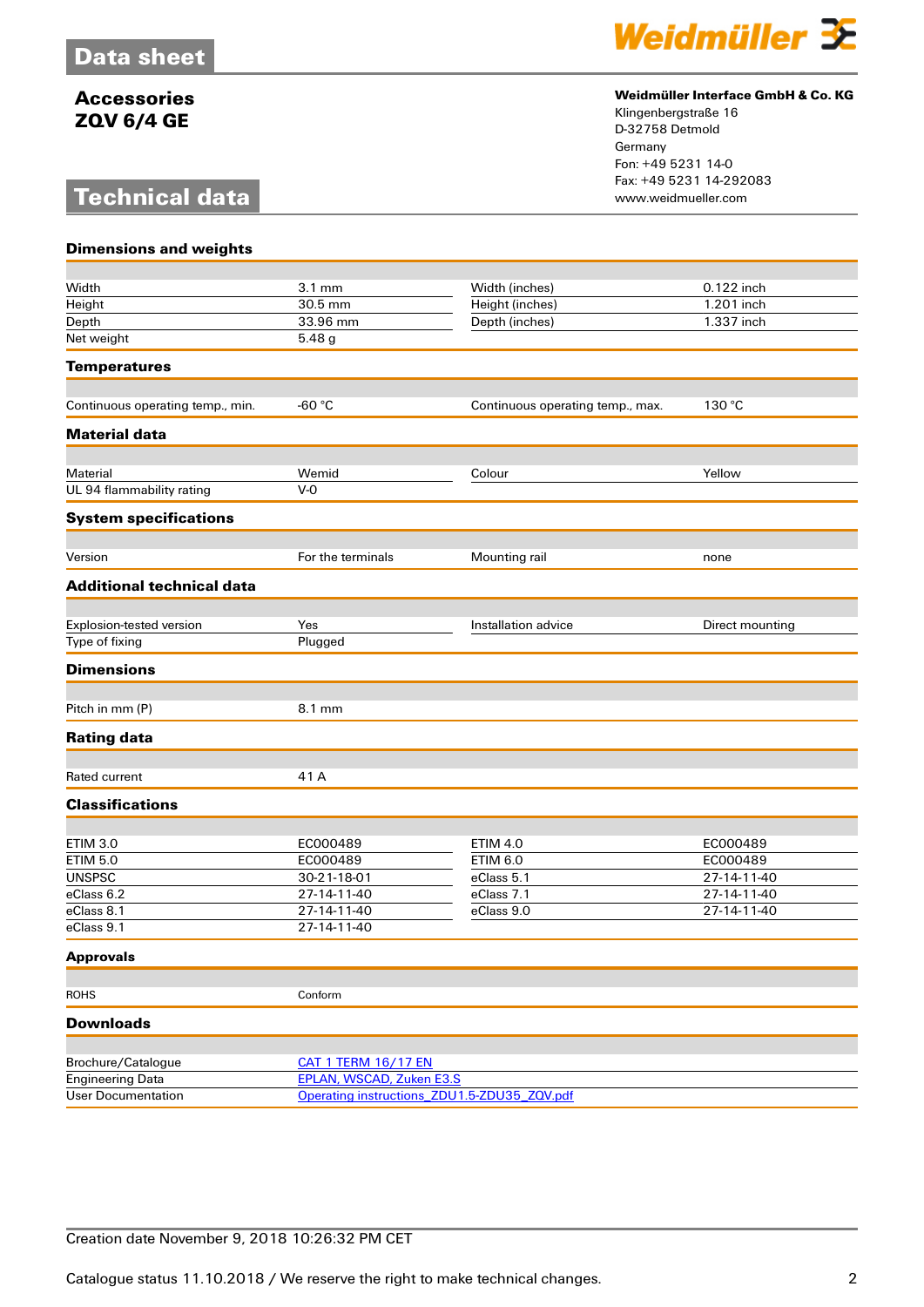# Data sheet

**Accessories**
**ZQV 6/4 GE**

**Weidmüller Interface GmbH & Co. KG**
Klingenbergstraße 16
D-32758 Detmold
Germany
Fon: +49 5231 14-0
Fax: +49 5231 14-292083
www.weidmueller.com

# Technical data

### Dimensions and weights

| | | | |
|---|---|---|---|
| Width | 3.1 mm | Width (inches) | 0.122 inch |
| Height | 30.5 mm | Height (inches) | 1.201 inch |
| Depth | 33.96 mm | Depth (inches) | 1.337 inch |
| Net weight | 5.48 g | | |

### Temperatures

| | | | |
|---|---|---|---|
| Continuous operating temp., min. | -60 °C | Continuous operating temp., max. | 130 °C |

### Material data

| | | | |
|---|---|---|---|
| Material | Wemid | Colour | Yellow |
| UL 94 flammability rating | V-0 | | |

### System specifications

| | | | |
|---|---|---|---|
| Version | For the terminals | Mounting rail | none |

### Additional technical data

| | | | |
|---|---|---|---|
| Explosion-tested version | Yes | Installation advice | Direct mounting |
| Type of fixing | Plugged | | |

### Dimensions

| | |
|---|---|
| Pitch in mm (P) | 8.1 mm |

### Rating data

| | |
|---|---|
| Rated current | 41 A |

### Classifications

| | | | |
|---|---|---|---|
| ETIM 3.0 | EC000489 | ETIM 4.0 | EC000489 |
| ETIM 5.0 | EC000489 | ETIM 6.0 | EC000489 |
| UNSPSC | 30-21-18-01 | eClass 5.1 | 27-14-11-40 |
| eClass 6.2 | 27-14-11-40 | eClass 7.1 | 27-14-11-40 |
| eClass 8.1 | 27-14-11-40 | eClass 9.0 | 27-14-11-40 |
| eClass 9.1 | 27-14-11-40 | | |

### Approvals

| | |
|---|---|
| ROHS | Conform |

### Downloads

| | |
|---|---|
| Brochure/Catalogue | CAT 1 TERM 16/17 EN |
| Engineering Data | EPLAN, WSCAD, Zuken E3.S |
| User Documentation | Operating instructions_ZDU1.5-ZDU35_ZQV.pdf |

Creation date November 9, 2018 10:26:32 PM CET

Catalogue status 11.10.2018 / We reserve the right to make technical changes.